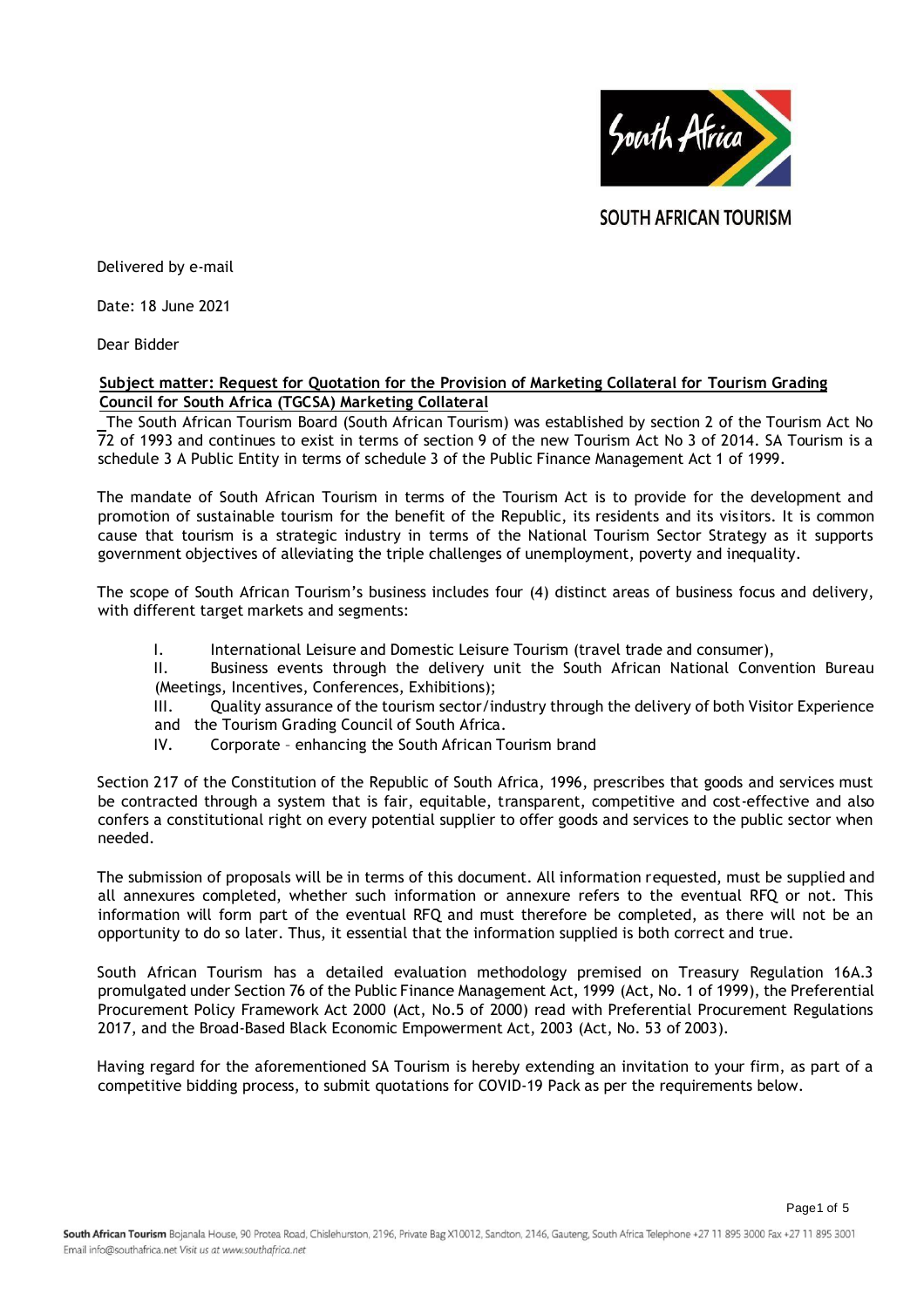SOUTH AFRICAN TOURISM

Delivered by e-mail

Date: 18 June 2021

Dear Bidder

**Subject matter: Request for Quotation for the Provision of Marketing Collateral for Tourism Grading Council for South Africa (TGCSA) Marketing Collateral**

_The South African Tourism Board (South African Tourism) was established by section 2 of the Tourism Act No 72 of 1993 and continues to exist in terms of section 9 of the new Tourism Act No 3 of 2014. SA Tourism is a schedule 3 A Public Entity in terms of schedule 3 of the Public Finance Management Act 1 of 1999.

The mandate of South African Tourism in terms of the Tourism Act is to provide for the development and promotion of sustainable tourism for the benefit of the Republic, its residents and its visitors. It is common cause that tourism is a strategic industry in terms of the National Tourism Sector Strategy as it supports government objectives of alleviating the triple challenges of unemployment, poverty and inequality.

The scope of South African Tourism's business includes four (4) distinct areas of business focus and delivery, with different target markets and segments:

I. International Leisure and Domestic Leisure Tourism (travel trade and consumer),
II. Business events through the delivery unit the South African National Convention Bureau (Meetings, Incentives, Conferences, Exhibitions);
III. Quality assurance of the tourism sector/industry through the delivery of both Visitor Experience and the Tourism Grading Council of South Africa.
IV. Corporate – enhancing the South African Tourism brand

Section 217 of the Constitution of the Republic of South Africa, 1996, prescribes that goods and services must be contracted through a system that is fair, equitable, transparent, competitive and cost-effective and also confers a constitutional right on every potential supplier to offer goods and services to the public sector when needed.

The submission of proposals will be in terms of this document. All information requested, must be supplied and all annexures completed, whether such information or annexure refers to the eventual RFQ or not. This information will form part of the eventual RFQ and must therefore be completed, as there will not be an opportunity to do so later. Thus, it essential that the information supplied is both correct and true.

South African Tourism has a detailed evaluation methodology premised on Treasury Regulation 16A.3 promulgated under Section 76 of the Public Finance Management Act, 1999 (Act, No. 1 of 1999), the Preferential Procurement Policy Framework Act 2000 (Act, No.5 of 2000) read with Preferential Procurement Regulations 2017, and the Broad-Based Black Economic Empowerment Act, 2003 (Act, No. 53 of 2003).

Having regard for the aforementioned SA Tourism is hereby extending an invitation to your firm, as part of a competitive bidding process, to submit quotations for COVID-19 Pack as per the requirements below.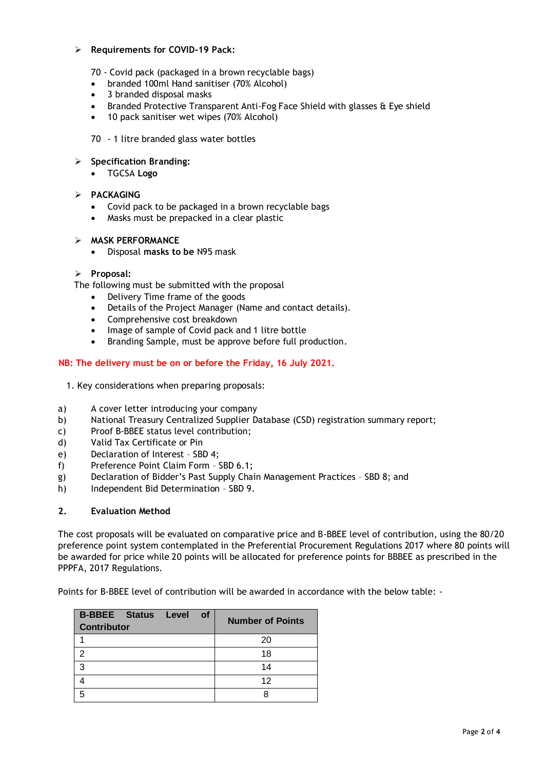- **Requirements for COVID-19 Pack:**

  70 - Covid pack (packaged in a brown recyclable bags)

  - branded 100ml Hand sanitiser (70% Alcohol)
  - 3 branded disposal masks
  - Branded Protective Transparent Anti-Fog Face Shield with glasses & Eye shield
  - 10 pack sanitiser wet wipes (70% Alcohol)

  70 - 1 litre branded glass water bottles

- **Specification Branding:**
  - TGCSA **Logo**

- **PACKAGING**
  - Covid pack to be packaged in a brown recyclable bags
  - Masks must be prepacked in a clear plastic

- **MASK PERFORMANCE**
  - Disposal **masks to be** N95 mask

- **Proposal:**

The following must be submitted with the proposal

- Delivery Time frame of the goods
- Details of the Project Manager (Name and contact details).
- Comprehensive cost breakdown
- Image of sample of Covid pack and 1 litre bottle
- Branding Sample, must be approve before full production.

**NB: The delivery must be on or before the Friday, 16 July 2021.**

1. Key considerations when preparing proposals:

a) A cover letter introducing your company
b) National Treasury Centralized Supplier Database (CSD) registration summary report;
c) Proof B-BBEE status level contribution;
d) Valid Tax Certificate or Pin
e) Declaration of Interest – SBD 4;
f) Preference Point Claim Form – SBD 6.1;
g) Declaration of Bidder's Past Supply Chain Management Practices – SBD 8; and
h) Independent Bid Determination – SBD 9.

**2. Evaluation Method**

The cost proposals will be evaluated on comparative price and B-BBEE level of contribution, using the 80/20 preference point system contemplated in the Preferential Procurement Regulations 2017 where 80 points will be awarded for price while 20 points will be allocated for preference points for BBBEE as prescribed in the PPPFA, 2017 Regulations.

Points for B-BBEE level of contribution will be awarded in accordance with the below table: -

| B-BBEE Status Level of Contributor | Number of Points |
|---|---|
| 1 | 20 |
| 2 | 18 |
| 3 | 14 |
| 4 | 12 |
| 5 | 8 |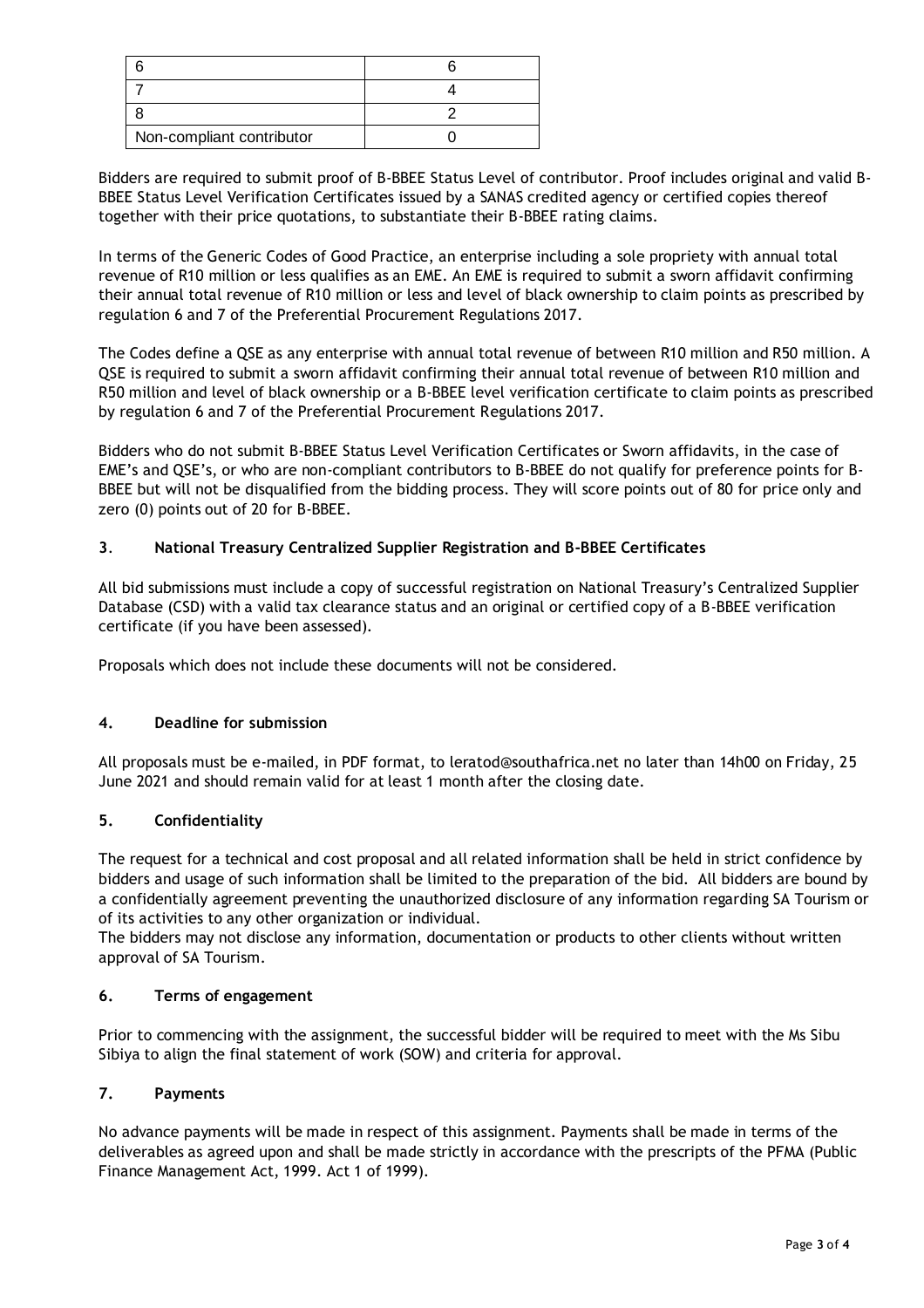| | |
|---|---|
| 6 | 6 |
| 7 | 4 |
| 8 | 2 |
| Non-compliant contributor | 0 |

Bidders are required to submit proof of B-BBEE Status Level of contributor. Proof includes original and valid B-BBEE Status Level Verification Certificates issued by a SANAS credited agency or certified copies thereof together with their price quotations, to substantiate their B-BBEE rating claims.

In terms of the Generic Codes of Good Practice, an enterprise including a sole propriety with annual total revenue of R10 million or less qualifies as an EME. An EME is required to submit a sworn affidavit confirming their annual total revenue of R10 million or less and level of black ownership to claim points as prescribed by regulation 6 and 7 of the Preferential Procurement Regulations 2017.

The Codes define a QSE as any enterprise with annual total revenue of between R10 million and R50 million. A QSE is required to submit a sworn affidavit confirming their annual total revenue of between R10 million and R50 million and level of black ownership or a B-BBEE level verification certificate to claim points as prescribed by regulation 6 and 7 of the Preferential Procurement Regulations 2017.

Bidders who do not submit B-BBEE Status Level Verification Certificates or Sworn affidavits, in the case of EME's and QSE's, or who are non-compliant contributors to B-BBEE do not qualify for preference points for B-BBEE but will not be disqualified from the bidding process. They will score points out of 80 for price only and zero (0) points out of 20 for B-BBEE.

### 3. National Treasury Centralized Supplier Registration and B-BBEE Certificates

All bid submissions must include a copy of successful registration on National Treasury's Centralized Supplier Database (CSD) with a valid tax clearance status and an original or certified copy of a B-BBEE verification certificate (if you have been assessed).

Proposals which does not include these documents will not be considered.

### 4. Deadline for submission

All proposals must be e-mailed, in PDF format, to leratod@southafrica.net no later than 14h00 on Friday, 25 June 2021 and should remain valid for at least 1 month after the closing date.

### 5. Confidentiality

The request for a technical and cost proposal and all related information shall be held in strict confidence by bidders and usage of such information shall be limited to the preparation of the bid. All bidders are bound by a confidentially agreement preventing the unauthorized disclosure of any information regarding SA Tourism or of its activities to any other organization or individual.

The bidders may not disclose any information, documentation or products to other clients without written approval of SA Tourism.

### 6. Terms of engagement

Prior to commencing with the assignment, the successful bidder will be required to meet with the Ms Sibu Sibiya to align the final statement of work (SOW) and criteria for approval.

### 7. Payments

No advance payments will be made in respect of this assignment. Payments shall be made in terms of the deliverables as agreed upon and shall be made strictly in accordance with the prescripts of the PFMA (Public Finance Management Act, 1999. Act 1 of 1999).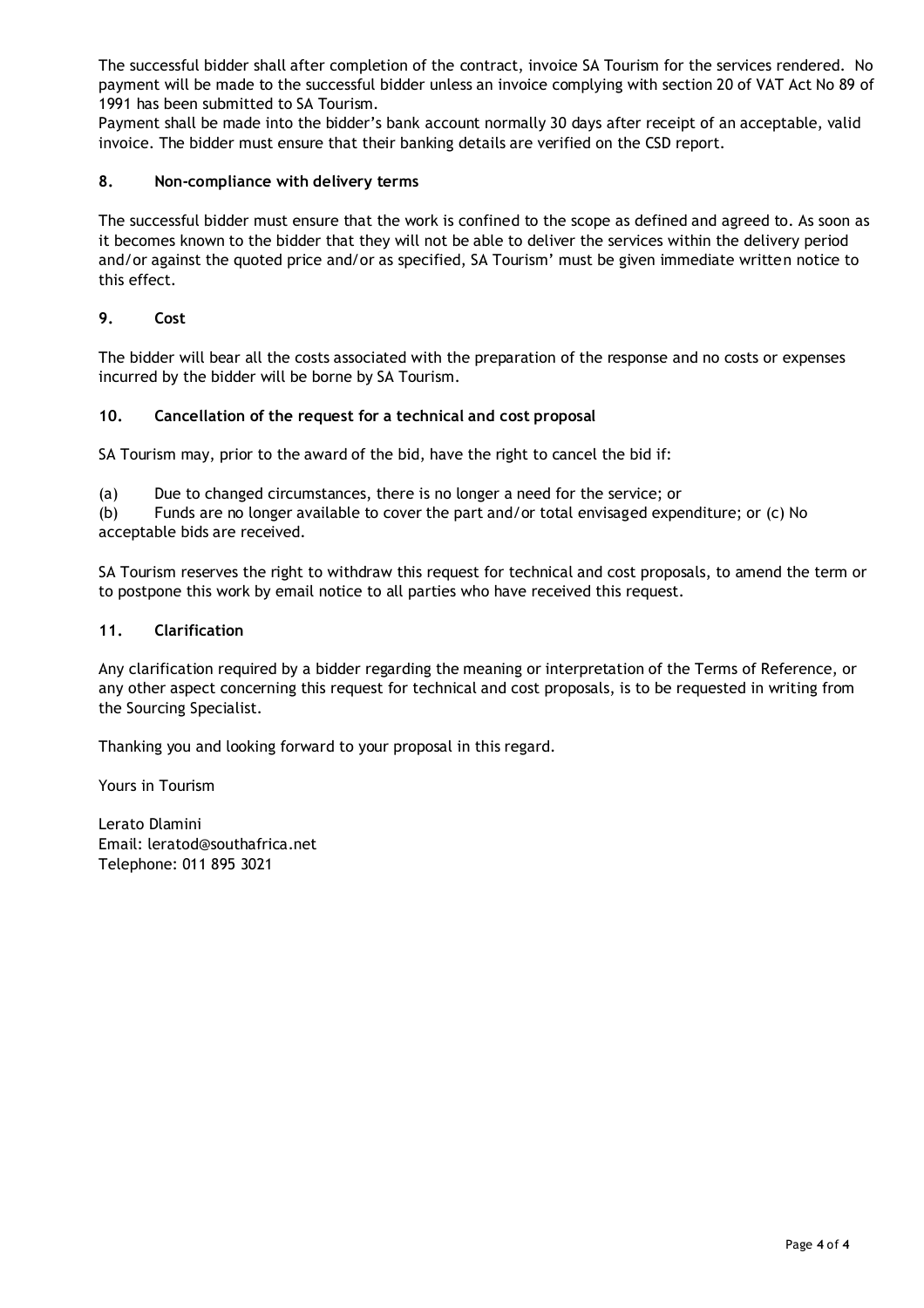The successful bidder shall after completion of the contract, invoice SA Tourism for the services rendered. No payment will be made to the successful bidder unless an invoice complying with section 20 of VAT Act No 89 of 1991 has been submitted to SA Tourism.

Payment shall be made into the bidder's bank account normally 30 days after receipt of an acceptable, valid invoice. The bidder must ensure that their banking details are verified on the CSD report.

**8. Non-compliance with delivery terms**

The successful bidder must ensure that the work is confined to the scope as defined and agreed to. As soon as it becomes known to the bidder that they will not be able to deliver the services within the delivery period and/or against the quoted price and/or as specified, SA Tourism' must be given immediate written notice to this effect.

**9. Cost**

The bidder will bear all the costs associated with the preparation of the response and no costs or expenses incurred by the bidder will be borne by SA Tourism.

**10. Cancellation of the request for a technical and cost proposal**

SA Tourism may, prior to the award of the bid, have the right to cancel the bid if:

(a) Due to changed circumstances, there is no longer a need for the service; or

(b) Funds are no longer available to cover the part and/or total envisaged expenditure; or (c) No acceptable bids are received.

SA Tourism reserves the right to withdraw this request for technical and cost proposals, to amend the term or to postpone this work by email notice to all parties who have received this request.

**11. Clarification**

Any clarification required by a bidder regarding the meaning or interpretation of the Terms of Reference, or any other aspect concerning this request for technical and cost proposals, is to be requested in writing from the Sourcing Specialist.

Thanking you and looking forward to your proposal in this regard.

Yours in Tourism

Lerato Dlamini
Email: leratod@southafrica.net
Telephone: 011 895 3021